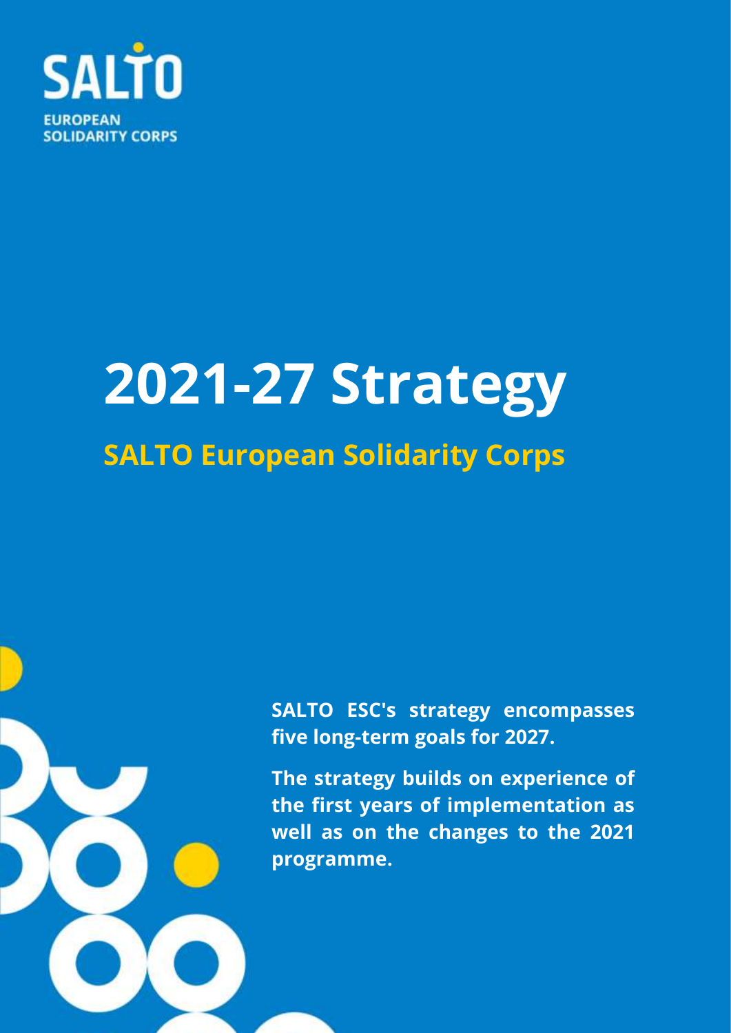SALTO

EUROPEAN SOLIDARITY CORPS

# 2021-27 Strategy

## SALTO European Solidarity Corps

**SALTO ESC's strategy encompasses five long-term goals for 2027.**

**The strategy builds on experience of the first years of implementation as well as on the changes to the 2021 programme.**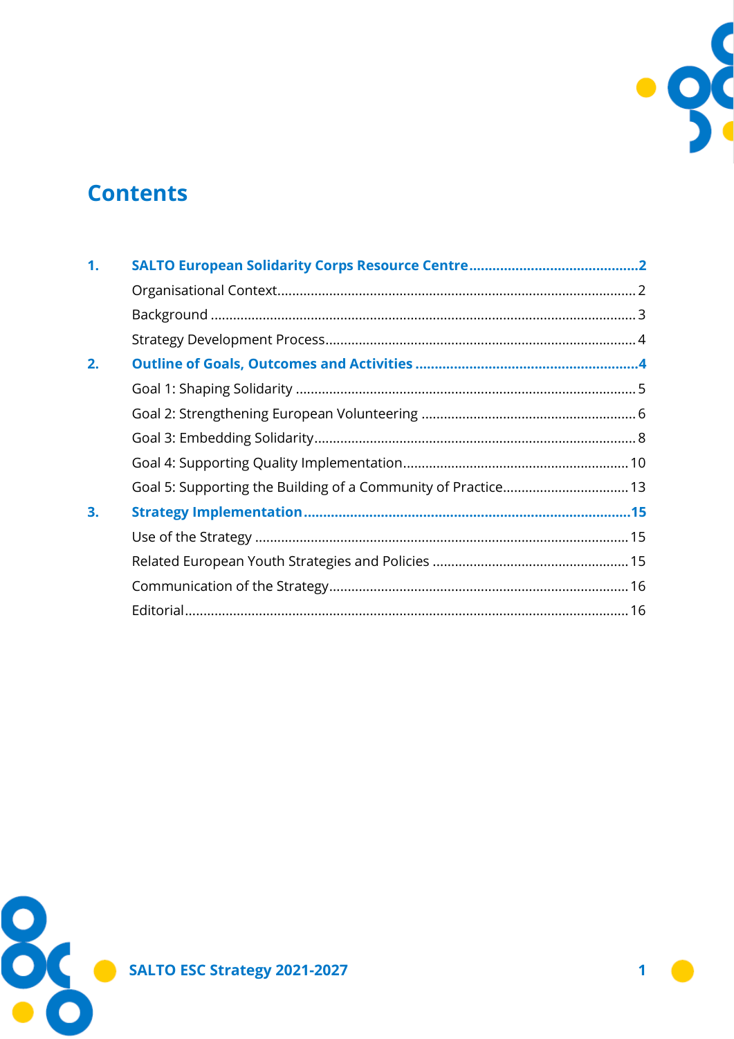# Contents

1. **SALTO European Solidarity Corps Resource Centre** ........ 2
   - Organisational Context ........ 2
   - Background ........ 3
   - Strategy Development Process ........ 4
2. **Outline of Goals, Outcomes and Activities** ........ 4
   - Goal 1: Shaping Solidarity ........ 5
   - Goal 2: Strengthening European Volunteering ........ 6
   - Goal 3: Embedding Solidarity ........ 8
   - Goal 4: Supporting Quality Implementation ........ 10
   - Goal 5: Supporting the Building of a Community of Practice ........ 13
3. **Strategy Implementation** ........ 15
   - Use of the Strategy ........ 15
   - Related European Youth Strategies and Policies ........ 15
   - Communication of the Strategy ........ 16
   - Editorial ........ 16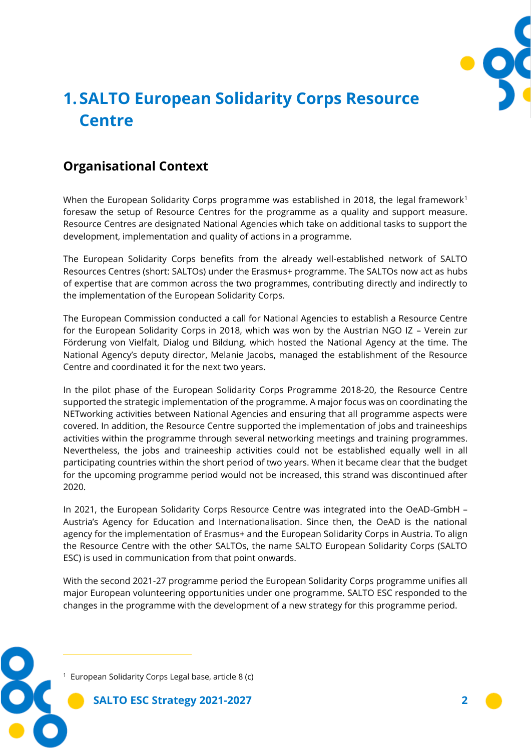# 1. SALTO European Solidarity Corps Resource Centre

## Organisational Context

When the European Solidarity Corps programme was established in 2018, the legal framework[1] foresaw the setup of Resource Centres for the programme as a quality and support measure. Resource Centres are designated National Agencies which take on additional tasks to support the development, implementation and quality of actions in a programme.

The European Solidarity Corps benefits from the already well-established network of SALTO Resources Centres (short: SALTOs) under the Erasmus+ programme. The SALTOs now act as hubs of expertise that are common across the two programmes, contributing directly and indirectly to the implementation of the European Solidarity Corps.

The European Commission conducted a call for National Agencies to establish a Resource Centre for the European Solidarity Corps in 2018, which was won by the Austrian NGO IZ – Verein zur Förderung von Vielfalt, Dialog und Bildung, which hosted the National Agency at the time. The National Agency's deputy director, Melanie Jacobs, managed the establishment of the Resource Centre and coordinated it for the next two years.

In the pilot phase of the European Solidarity Corps Programme 2018-20, the Resource Centre supported the strategic implementation of the programme. A major focus was on coordinating the NETworking activities between National Agencies and ensuring that all programme aspects were covered. In addition, the Resource Centre supported the implementation of jobs and traineeships activities within the programme through several networking meetings and training programmes. Nevertheless, the jobs and traineeship activities could not be established equally well in all participating countries within the short period of two years. When it became clear that the budget for the upcoming programme period would not be increased, this strand was discontinued after 2020.

In 2021, the European Solidarity Corps Resource Centre was integrated into the OeAD-GmbH – Austria's Agency for Education and Internationalisation. Since then, the OeAD is the national agency for the implementation of Erasmus+ and the European Solidarity Corps in Austria. To align the Resource Centre with the other SALTOs, the name SALTO European Solidarity Corps (SALTO ESC) is used in communication from that point onwards.

With the second 2021-27 programme period the European Solidarity Corps programme unifies all major European volunteering opportunities under one programme. SALTO ESC responded to the changes in the programme with the development of a new strategy for this programme period.

---

[1] European Solidarity Corps Legal base, article 8 (c)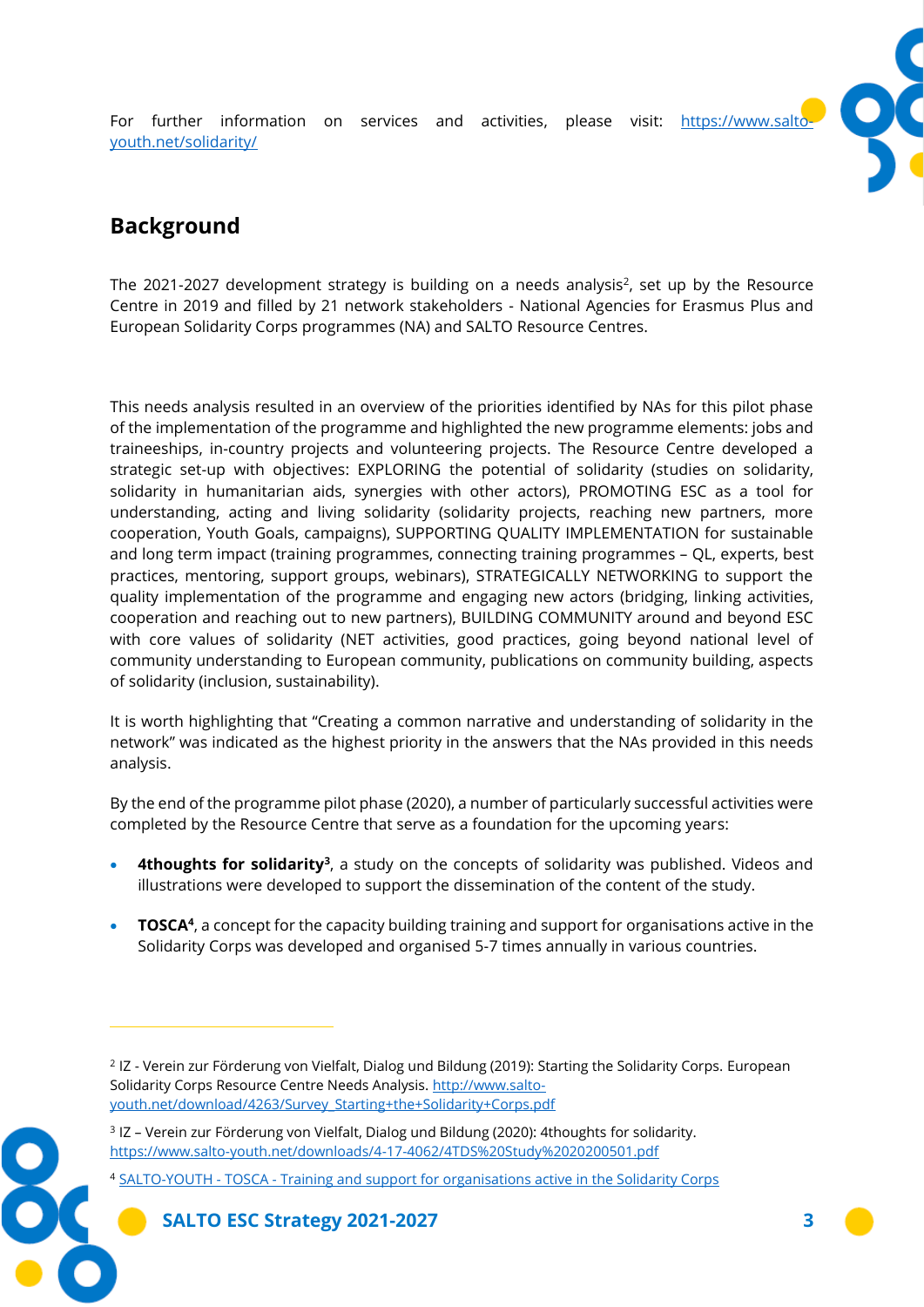For further information on services and activities, please visit: [https://www.salto-youth.net/solidarity/](https://www.salto-youth.net/solidarity/)

## Background

The 2021-2027 development strategy is building on a needs analysis[2], set up by the Resource Centre in 2019 and filled by 21 network stakeholders - National Agencies for Erasmus Plus and European Solidarity Corps programmes (NA) and SALTO Resource Centres.

This needs analysis resulted in an overview of the priorities identified by NAs for this pilot phase of the implementation of the programme and highlighted the new programme elements: jobs and traineeships, in-country projects and volunteering projects. The Resource Centre developed a strategic set-up with objectives: EXPLORING the potential of solidarity (studies on solidarity, solidarity in humanitarian aids, synergies with other actors), PROMOTING ESC as a tool for understanding, acting and living solidarity (solidarity projects, reaching new partners, more cooperation, Youth Goals, campaigns), SUPPORTING QUALITY IMPLEMENTATION for sustainable and long term impact (training programmes, connecting training programmes – QL, experts, best practices, mentoring, support groups, webinars), STRATEGICALLY NETWORKING to support the quality implementation of the programme and engaging new actors (bridging, linking activities, cooperation and reaching out to new partners), BUILDING COMMUNITY around and beyond ESC with core values of solidarity (NET activities, good practices, going beyond national level of community understanding to European community, publications on community building, aspects of solidarity (inclusion, sustainability).

It is worth highlighting that "Creating a common narrative and understanding of solidarity in the network" was indicated as the highest priority in the answers that the NAs provided in this needs analysis.

By the end of the programme pilot phase (2020), a number of particularly successful activities were completed by the Resource Centre that serve as a foundation for the upcoming years:

- **4thoughts for solidarity**[3], a study on the concepts of solidarity was published. Videos and illustrations were developed to support the dissemination of the content of the study.
- **TOSCA**[4], a concept for the capacity building training and support for organisations active in the Solidarity Corps was developed and organised 5-7 times annually in various countries.

---

[2] IZ - Verein zur Förderung von Vielfalt, Dialog und Bildung (2019): Starting the Solidarity Corps. European Solidarity Corps Resource Centre Needs Analysis. [http://www.salto-youth.net/download/4263/Survey_Starting+the+Solidarity+Corps.pdf](http://www.salto-youth.net/download/4263/Survey_Starting+the+Solidarity+Corps.pdf)

[3] IZ – Verein zur Förderung von Vielfalt, Dialog und Bildung (2020): 4thoughts for solidarity. [https://www.salto-youth.net/downloads/4-17-4062/4TDS%20Study%2020200501.pdf](https://www.salto-youth.net/downloads/4-17-4062/4TDS%20Study%2020200501.pdf)

[4] SALTO-YOUTH - TOSCA - Training and support for organisations active in the Solidarity Corps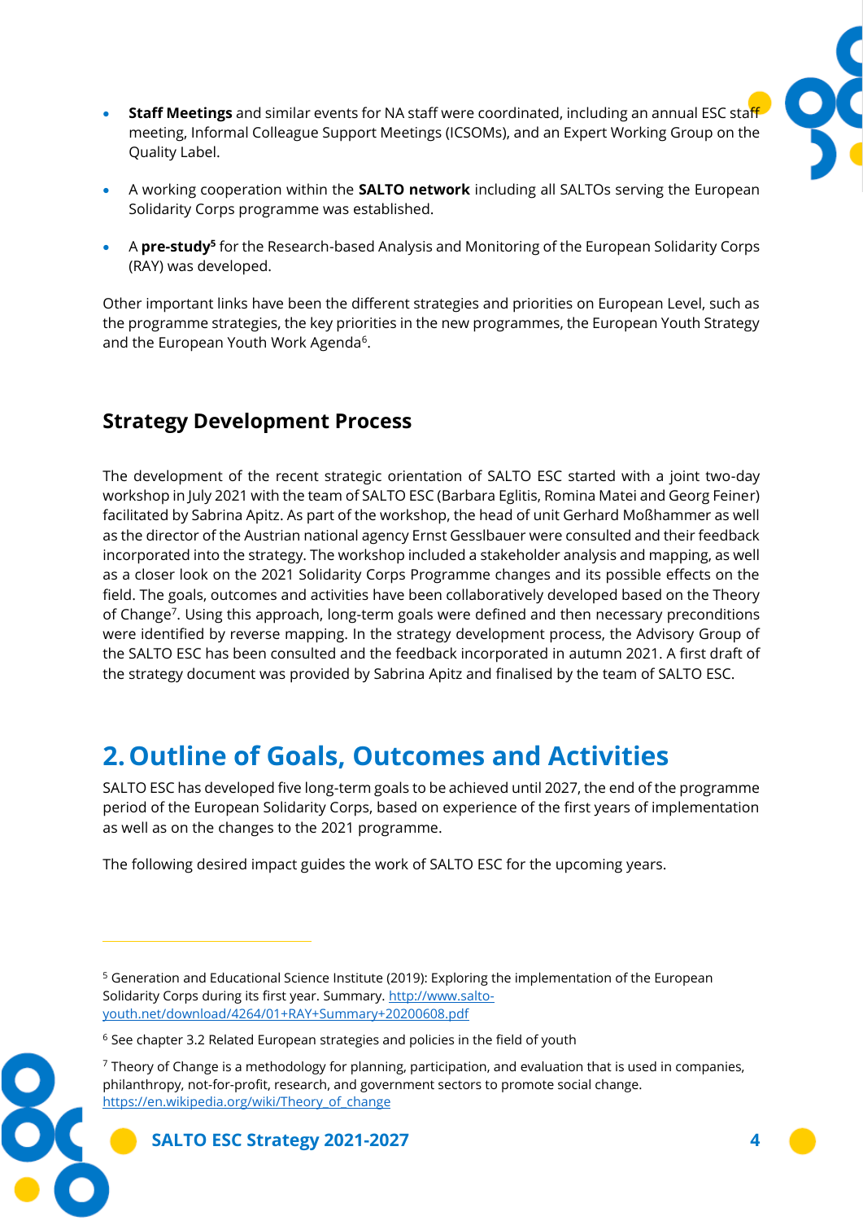- **Staff Meetings** and similar events for NA staff were coordinated, including an annual ESC staff meeting, Informal Colleague Support Meetings (ICSOMs), and an Expert Working Group on the Quality Label.

- A working cooperation within the **SALTO network** including all SALTOs serving the European Solidarity Corps programme was established.

- A **pre-study**[5] for the Research-based Analysis and Monitoring of the European Solidarity Corps (RAY) was developed.

Other important links have been the different strategies and priorities on European Level, such as the programme strategies, the key priorities in the new programmes, the European Youth Strategy and the European Youth Work Agenda[6].

### Strategy Development Process

The development of the recent strategic orientation of SALTO ESC started with a joint two-day workshop in July 2021 with the team of SALTO ESC (Barbara Eglitis, Romina Matei and Georg Feiner) facilitated by Sabrina Apitz. As part of the workshop, the head of unit Gerhard Moßhammer as well as the director of the Austrian national agency Ernst Gesslbauer were consulted and their feedback incorporated into the strategy. The workshop included a stakeholder analysis and mapping, as well as a closer look on the 2021 Solidarity Corps Programme changes and its possible effects on the field. The goals, outcomes and activities have been collaboratively developed based on the Theory of Change[7]. Using this approach, long-term goals were defined and then necessary preconditions were identified by reverse mapping. In the strategy development process, the Advisory Group of the SALTO ESC has been consulted and the feedback incorporated in autumn 2021. A first draft of the strategy document was provided by Sabrina Apitz and finalised by the team of SALTO ESC.

## 2. Outline of Goals, Outcomes and Activities

SALTO ESC has developed five long-term goals to be achieved until 2027, the end of the programme period of the European Solidarity Corps, based on experience of the first years of implementation as well as on the changes to the 2021 programme.

The following desired impact guides the work of SALTO ESC for the upcoming years.

---

[5] Generation and Educational Science Institute (2019): Exploring the implementation of the European Solidarity Corps during its first year. Summary. http://www.salto-youth.net/download/4264/01+RAY+Summary+20200608.pdf

[6] See chapter 3.2 Related European strategies and policies in the field of youth

[7] Theory of Change is a methodology for planning, participation, and evaluation that is used in companies, philanthropy, not-for-profit, research, and government sectors to promote social change. https://en.wikipedia.org/wiki/Theory_of_change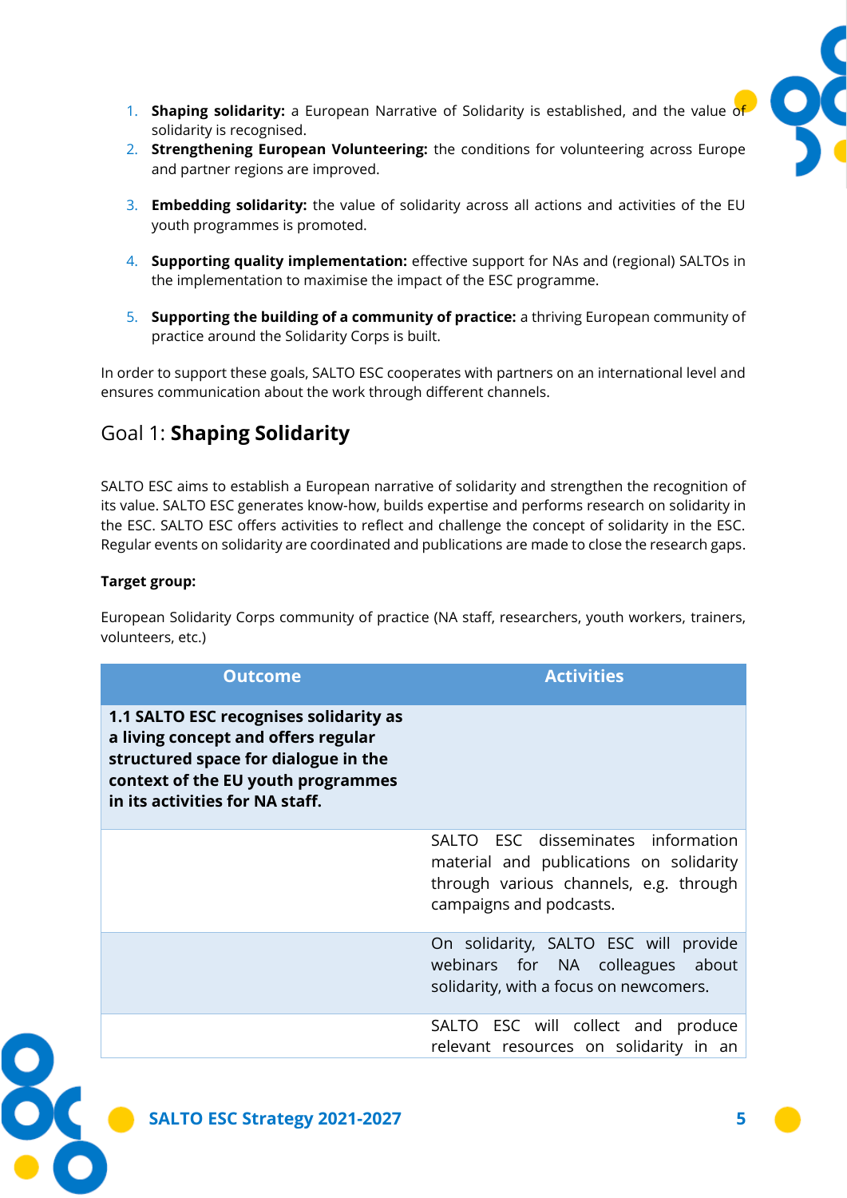1. **Shaping solidarity:** a European Narrative of Solidarity is established, and the value of solidarity is recognised.
2. **Strengthening European Volunteering:** the conditions for volunteering across Europe and partner regions are improved.
3. **Embedding solidarity:** the value of solidarity across all actions and activities of the EU youth programmes is promoted.
4. **Supporting quality implementation:** effective support for NAs and (regional) SALTOs in the implementation to maximise the impact of the ESC programme.
5. **Supporting the building of a community of practice:** a thriving European community of practice around the Solidarity Corps is built.

In order to support these goals, SALTO ESC cooperates with partners on an international level and ensures communication about the work through different channels.

## Goal 1: **Shaping Solidarity**

SALTO ESC aims to establish a European narrative of solidarity and strengthen the recognition of its value. SALTO ESC generates know-how, builds expertise and performs research on solidarity in the ESC. SALTO ESC offers activities to reflect and challenge the concept of solidarity in the ESC. Regular events on solidarity are coordinated and publications are made to close the research gaps.

**Target group:**

European Solidarity Corps community of practice (NA staff, researchers, youth workers, trainers, volunteers, etc.)

| Outcome | Activities |
| --- | --- |
| **1.1 SALTO ESC recognises solidarity as a living concept and offers regular structured space for dialogue in the context of the EU youth programmes in its activities for NA staff.** | |
| | SALTO ESC disseminates information material and publications on solidarity through various channels, e.g. through campaigns and podcasts. |
| | On solidarity, SALTO ESC will provide webinars for NA colleagues about solidarity, with a focus on newcomers. |
| | SALTO ESC will collect and produce relevant resources on solidarity in an |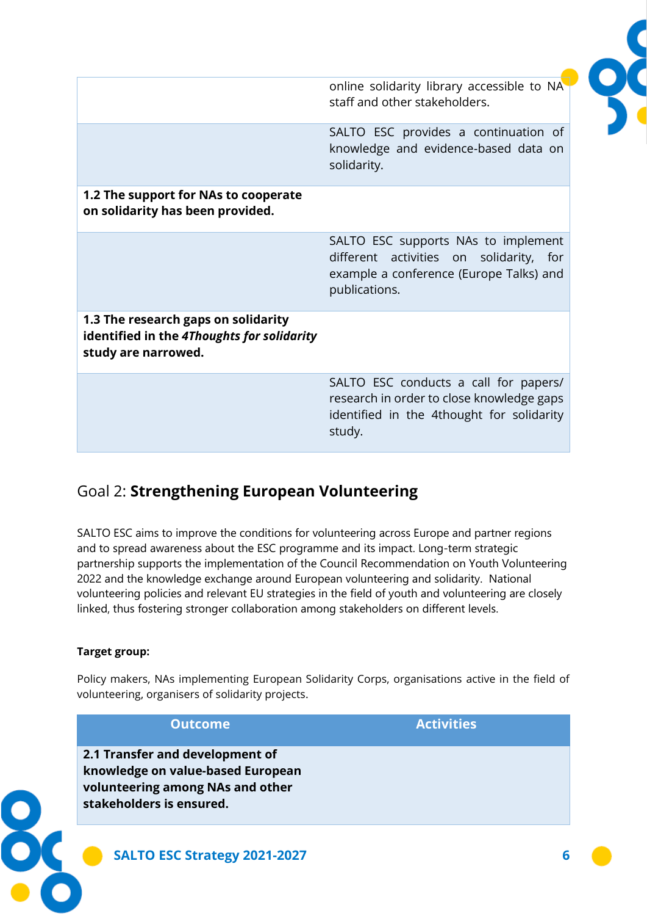| Outcome | Activities |
|---|---|
| | online solidarity library accessible to NA staff and other stakeholders. |
| | SALTO ESC provides a continuation of knowledge and evidence-based data on solidarity. |
| **1.2 The support for NAs to cooperate on solidarity has been provided.** | |
| | SALTO ESC supports NAs to implement different activities on solidarity, for example a conference (Europe Talks) and publications. |
| **1.3 The research gaps on solidarity identified in the *4Thoughts for solidarity* study are narrowed.** | |
| | SALTO ESC conducts a call for papers/ research in order to close knowledge gaps identified in the 4thought for solidarity study. |

## Goal 2: **Strengthening European Volunteering**

SALTO ESC aims to improve the conditions for volunteering across Europe and partner regions and to spread awareness about the ESC programme and its impact. Long-term strategic partnership supports the implementation of the Council Recommendation on Youth Volunteering 2022 and the knowledge exchange around European volunteering and solidarity. National volunteering policies and relevant EU strategies in the field of youth and volunteering are closely linked, thus fostering stronger collaboration among stakeholders on different levels.

**Target group:**

Policy makers, NAs implementing European Solidarity Corps, organisations active in the field of volunteering, organisers of solidarity projects.

| Outcome | Activities |
|---|---|
| **2.1 Transfer and development of knowledge on value-based European volunteering among NAs and other stakeholders is ensured.** | |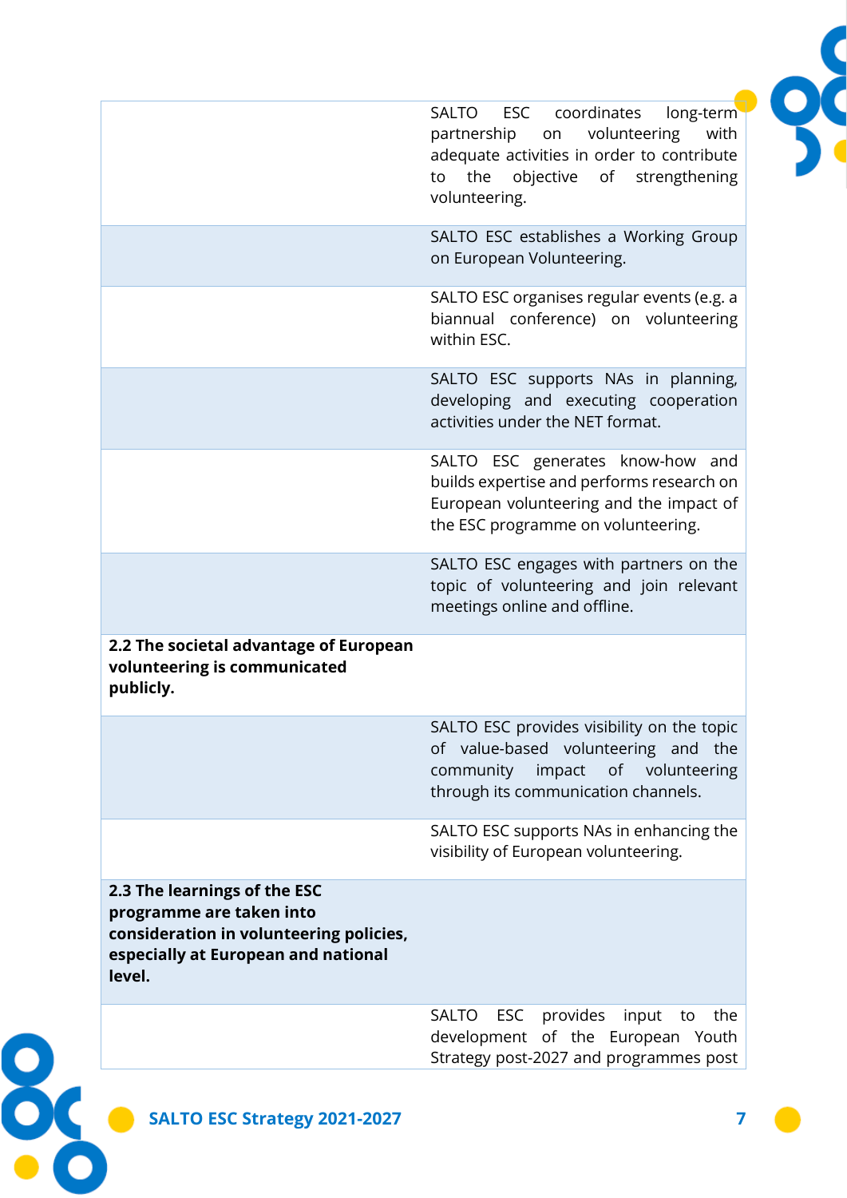| | |
|---|---|
| | SALTO ESC coordinates long-term partnership on volunteering with adequate activities in order to contribute to the objective of strengthening volunteering. |
| | SALTO ESC establishes a Working Group on European Volunteering. |
| | SALTO ESC organises regular events (e.g. a biannual conference) on volunteering within ESC. |
| | SALTO ESC supports NAs in planning, developing and executing cooperation activities under the NET format. |
| | SALTO ESC generates know-how and builds expertise and performs research on European volunteering and the impact of the ESC programme on volunteering. |
| | SALTO ESC engages with partners on the topic of volunteering and join relevant meetings online and offline. |
| **2.2 The societal advantage of European volunteering is communicated publicly.** | |
| | SALTO ESC provides visibility on the topic of value-based volunteering and the community impact of volunteering through its communication channels. |
| | SALTO ESC supports NAs in enhancing the visibility of European volunteering. |
| **2.3 The learnings of the ESC programme are taken into consideration in volunteering policies, especially at European and national level.** | |
| | SALTO ESC provides input to the development of the European Youth Strategy post-2027 and programmes post |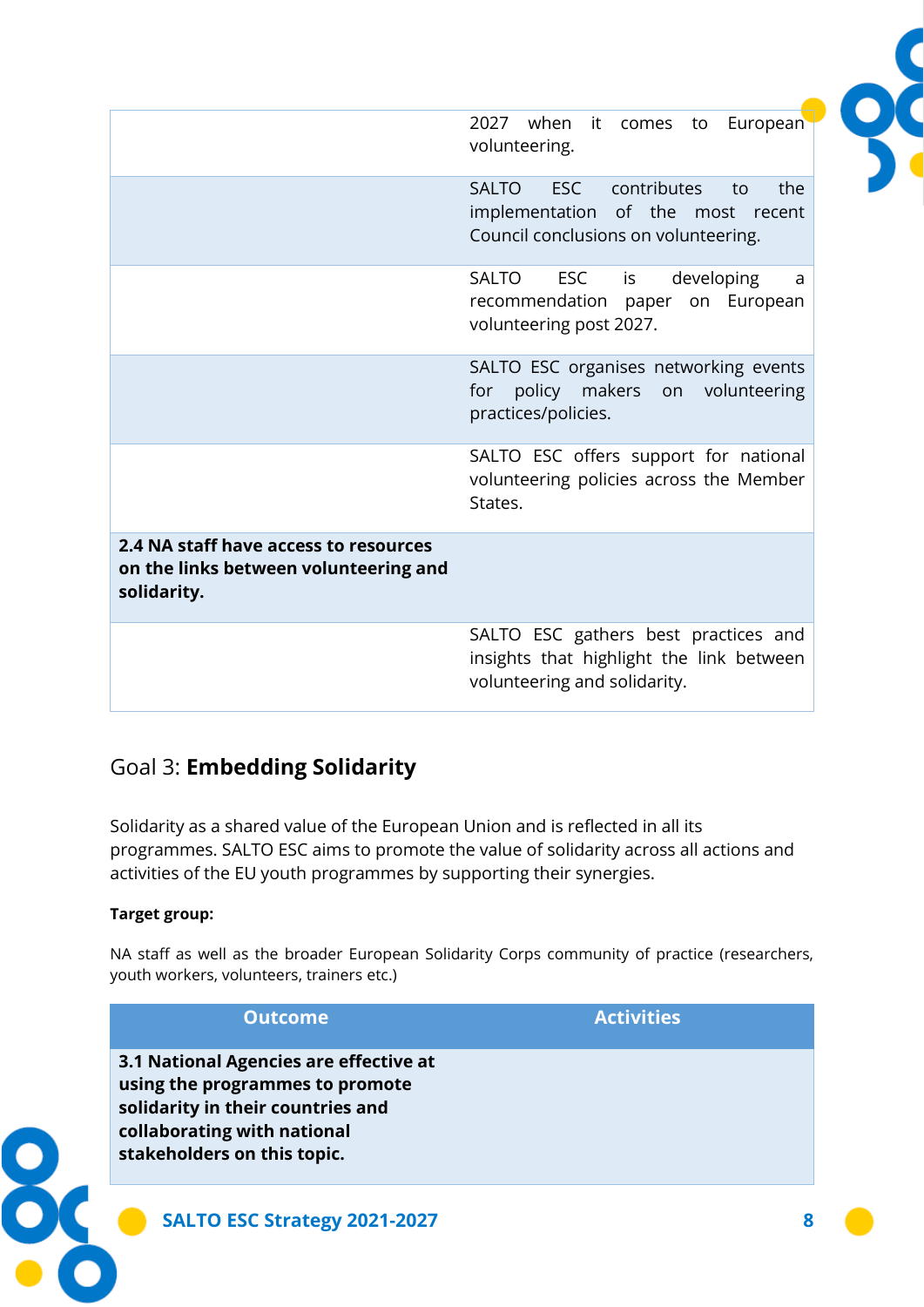| | |
|---|---|
| | 2027 when it comes to European volunteering. |
| | SALTO ESC contributes to the implementation of the most recent Council conclusions on volunteering. |
| | SALTO ESC is developing a recommendation paper on European volunteering post 2027. |
| | SALTO ESC organises networking events for policy makers on volunteering practices/policies. |
| | SALTO ESC offers support for national volunteering policies across the Member States. |
| **2.4 NA staff have access to resources on the links between volunteering and solidarity.** | |
| | SALTO ESC gathers best practices and insights that highlight the link between volunteering and solidarity. |

## Goal 3: **Embedding Solidarity**

Solidarity as a shared value of the European Union and is reflected in all its programmes. SALTO ESC aims to promote the value of solidarity across all actions and activities of the EU youth programmes by supporting their synergies.

**Target group:**

NA staff as well as the broader European Solidarity Corps community of practice (researchers, youth workers, volunteers, trainers etc.)

| Outcome | Activities |
|---|---|
| **3.1 National Agencies are effective at using the programmes to promote solidarity in their countries and collaborating with national stakeholders on this topic.** | |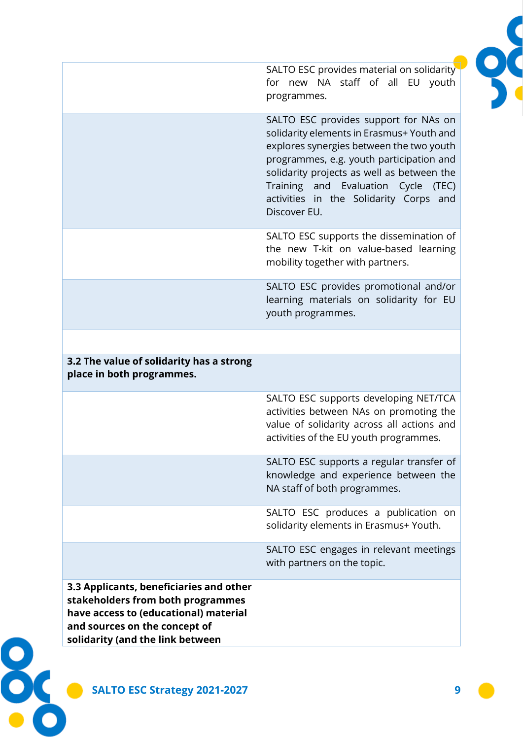| | |
|---|---|
| | SALTO ESC provides material on solidarity for new NA staff of all EU youth programmes. |
| | SALTO ESC provides support for NAs on solidarity elements in Erasmus+ Youth and explores synergies between the two youth programmes, e.g. youth participation and solidarity projects as well as between the Training and Evaluation Cycle (TEC) activities in the Solidarity Corps and Discover EU. |
| | SALTO ESC supports the dissemination of the new T-kit on value-based learning mobility together with partners. |
| | SALTO ESC provides promotional and/or learning materials on solidarity for EU youth programmes. |
| | |
| **3.2 The value of solidarity has a strong place in both programmes.** | |
| | SALTO ESC supports developing NET/TCA activities between NAs on promoting the value of solidarity across all actions and activities of the EU youth programmes. |
| | SALTO ESC supports a regular transfer of knowledge and experience between the NA staff of both programmes. |
| | SALTO ESC produces a publication on solidarity elements in Erasmus+ Youth. |
| | SALTO ESC engages in relevant meetings with partners on the topic. |
| **3.3 Applicants, beneficiaries and other stakeholders from both programmes have access to (educational) material and sources on the concept of solidarity (and the link between** | |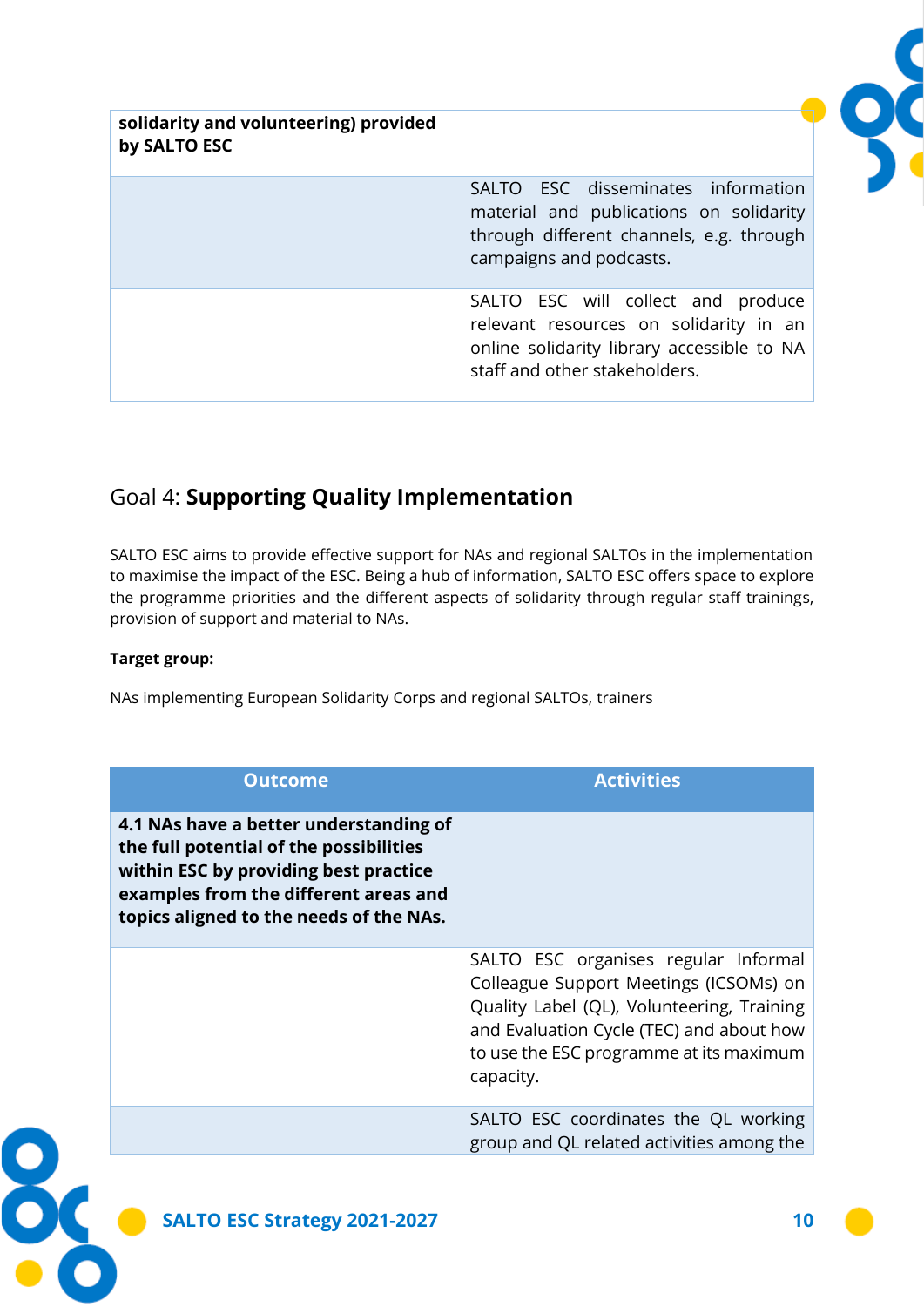| | |
|---|---|
| **solidarity and volunteering) provided by SALTO ESC** | |
| | SALTO ESC disseminates information material and publications on solidarity through different channels, e.g. through campaigns and podcasts. |
| | SALTO ESC will collect and produce relevant resources on solidarity in an online solidarity library accessible to NA staff and other stakeholders. |

## Goal 4: **Supporting Quality Implementation**

SALTO ESC aims to provide effective support for NAs and regional SALTOs in the implementation to maximise the impact of the ESC. Being a hub of information, SALTO ESC offers space to explore the programme priorities and the different aspects of solidarity through regular staff trainings, provision of support and material to NAs.

**Target group:**

NAs implementing European Solidarity Corps and regional SALTOs, trainers

| Outcome | Activities |
|---|---|
| **4.1 NAs have a better understanding of the full potential of the possibilities within ESC by providing best practice examples from the different areas and topics aligned to the needs of the NAs.** | |
| | SALTO ESC organises regular Informal Colleague Support Meetings (ICSOMs) on Quality Label (QL), Volunteering, Training and Evaluation Cycle (TEC) and about how to use the ESC programme at its maximum capacity. |
| | SALTO ESC coordinates the QL working group and QL related activities among the |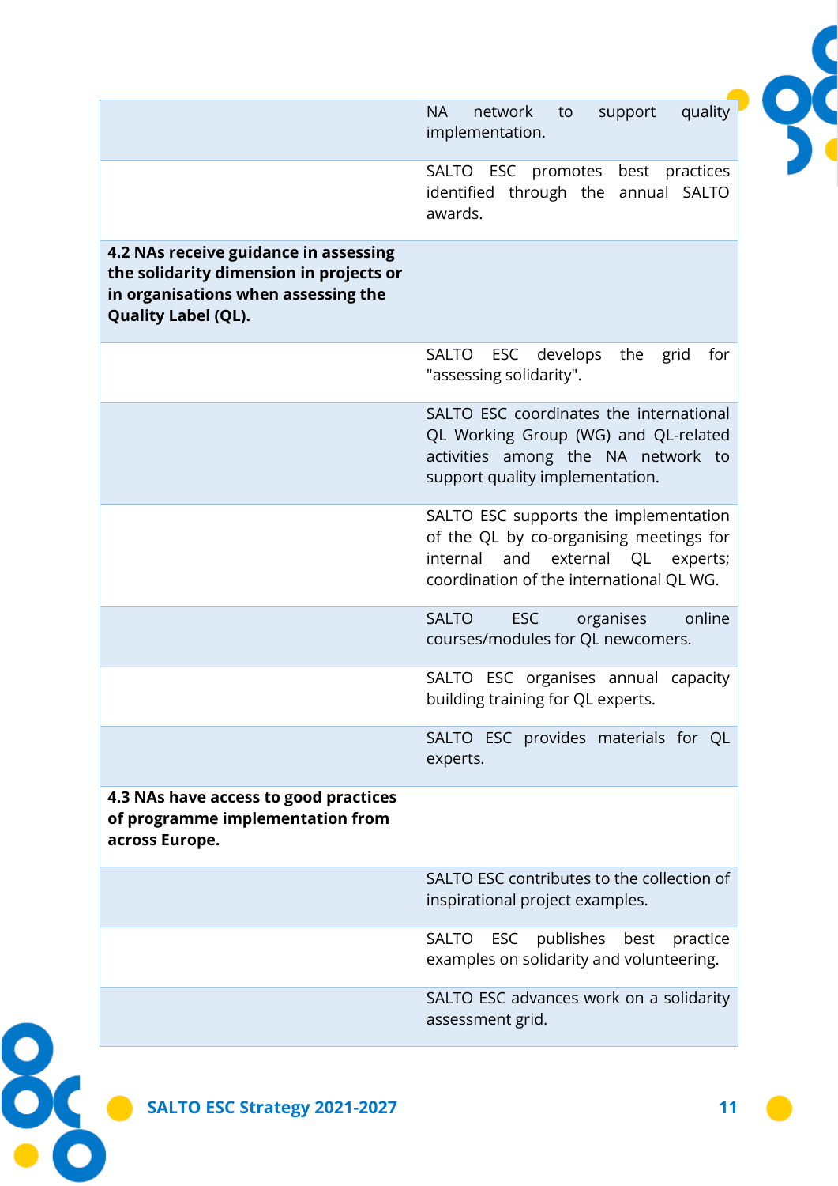| | |
|---|---|
| | NA network to support quality implementation. |
| | SALTO ESC promotes best practices identified through the annual SALTO awards. |
| **4.2 NAs receive guidance in assessing the solidarity dimension in projects or in organisations when assessing the Quality Label (QL).** | |
| | SALTO ESC develops the grid for "assessing solidarity". |
| | SALTO ESC coordinates the international QL Working Group (WG) and QL-related activities among the NA network to support quality implementation. |
| | SALTO ESC supports the implementation of the QL by co-organising meetings for internal and external QL experts; coordination of the international QL WG. |
| | SALTO ESC organises online courses/modules for QL newcomers. |
| | SALTO ESC organises annual capacity building training for QL experts. |
| | SALTO ESC provides materials for QL experts. |
| **4.3 NAs have access to good practices of programme implementation from across Europe.** | |
| | SALTO ESC contributes to the collection of inspirational project examples. |
| | SALTO ESC publishes best practice examples on solidarity and volunteering. |
| | SALTO ESC advances work on a solidarity assessment grid. |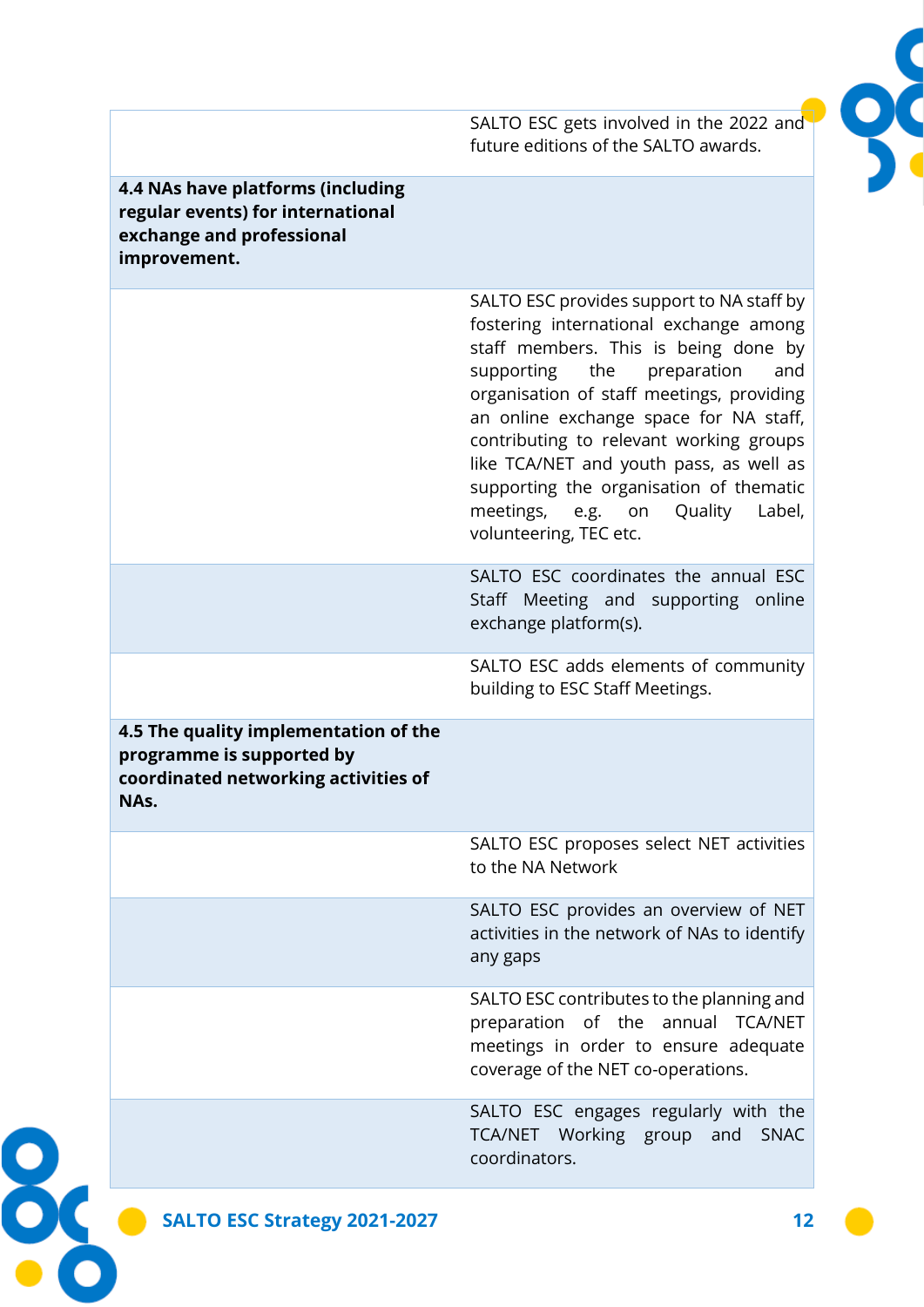| | |
|---|---|
| | SALTO ESC gets involved in the 2022 and future editions of the SALTO awards. |
| **4.4 NAs have platforms (including regular events) for international exchange and professional improvement.** | |
| | SALTO ESC provides support to NA staff by fostering international exchange among staff members. This is being done by supporting the preparation and organisation of staff meetings, providing an online exchange space for NA staff, contributing to relevant working groups like TCA/NET and youth pass, as well as supporting the organisation of thematic meetings, e.g. on Quality Label, volunteering, TEC etc. |
| | SALTO ESC coordinates the annual ESC Staff Meeting and supporting online exchange platform(s). |
| | SALTO ESC adds elements of community building to ESC Staff Meetings. |
| **4.5 The quality implementation of the programme is supported by coordinated networking activities of NAs.** | |
| | SALTO ESC proposes select NET activities to the NA Network |
| | SALTO ESC provides an overview of NET activities in the network of NAs to identify any gaps |
| | SALTO ESC contributes to the planning and preparation of the annual TCA/NET meetings in order to ensure adequate coverage of the NET co-operations. |
| | SALTO ESC engages regularly with the TCA/NET Working group and SNAC coordinators. |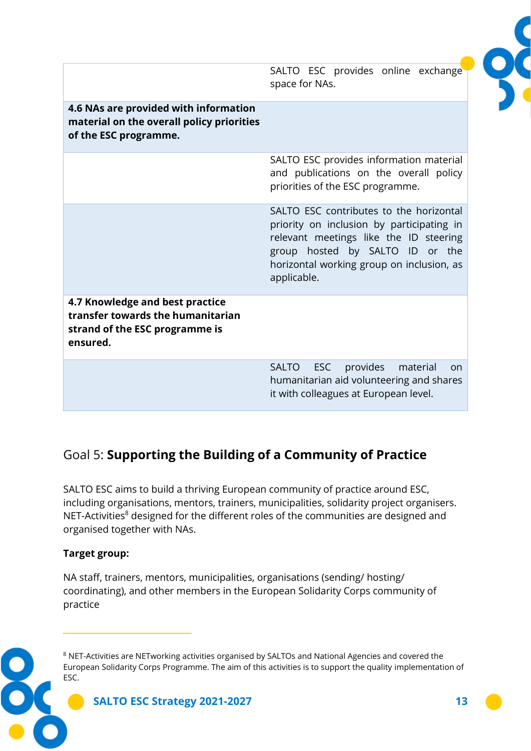| | |
|---|---|
| | SALTO ESC provides online exchange space for NAs. |
| **4.6 NAs are provided with information material on the overall policy priorities of the ESC programme.** | |
| | SALTO ESC provides information material and publications on the overall policy priorities of the ESC programme. |
| | SALTO ESC contributes to the horizontal priority on inclusion by participating in relevant meetings like the ID steering group hosted by SALTO ID or the horizontal working group on inclusion, as applicable. |
| **4.7 Knowledge and best practice transfer towards the humanitarian strand of the ESC programme is ensured.** | |
| | SALTO ESC provides material on humanitarian aid volunteering and shares it with colleagues at European level. |

## Goal 5: **Supporting the Building of a Community of Practice**

SALTO ESC aims to build a thriving European community of practice around ESC, including organisations, mentors, trainers, municipalities, solidarity project organisers. NET-Activities[8] designed for the different roles of the communities are designed and organised together with NAs.

**Target group:**

NA staff, trainers, mentors, municipalities, organisations (sending/ hosting/ coordinating), and other members in the European Solidarity Corps community of practice

---

[8] NET-Activities are NETworking activities organised by SALTOs and National Agencies and covered the European Solidarity Corps Programme. The aim of this activities is to support the quality implementation of ESC.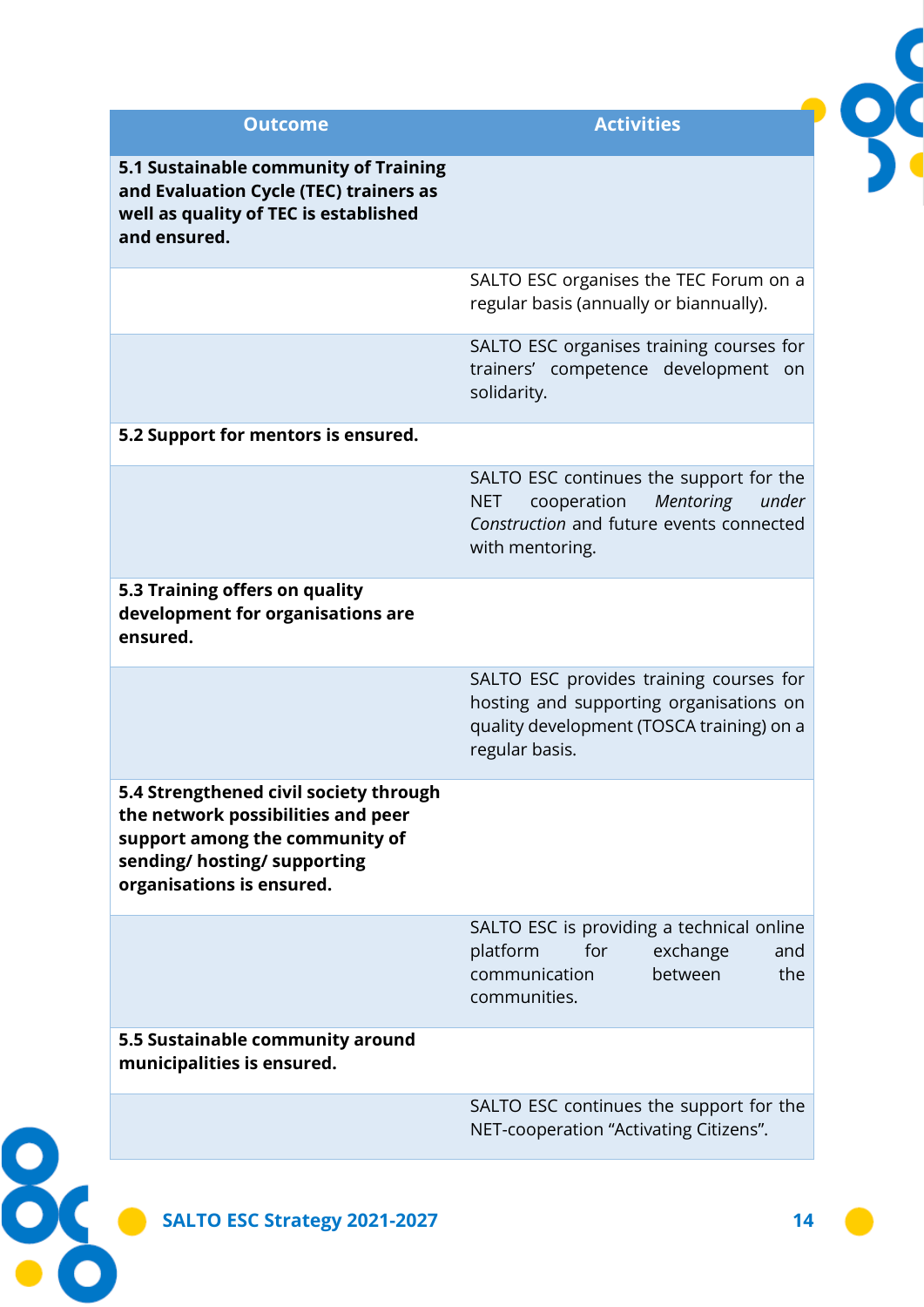| Outcome | Activities |
|---|---|
| **5.1 Sustainable community of Training and Evaluation Cycle (TEC) trainers as well as quality of TEC is established and ensured.** | |
| | SALTO ESC organises the TEC Forum on a regular basis (annually or biannually). |
| | SALTO ESC organises training courses for trainers' competence development on solidarity. |
| **5.2 Support for mentors is ensured.** | |
| | SALTO ESC continues the support for the NET cooperation *Mentoring under Construction* and future events connected with mentoring. |
| **5.3 Training offers on quality development for organisations are ensured.** | |
| | SALTO ESC provides training courses for hosting and supporting organisations on quality development (TOSCA training) on a regular basis. |
| **5.4 Strengthened civil society through the network possibilities and peer support among the community of sending/ hosting/ supporting organisations is ensured.** | |
| | SALTO ESC is providing a technical online platform for exchange and communication between the communities. |
| **5.5 Sustainable community around municipalities is ensured.** | |
| | SALTO ESC continues the support for the NET-cooperation "Activating Citizens". |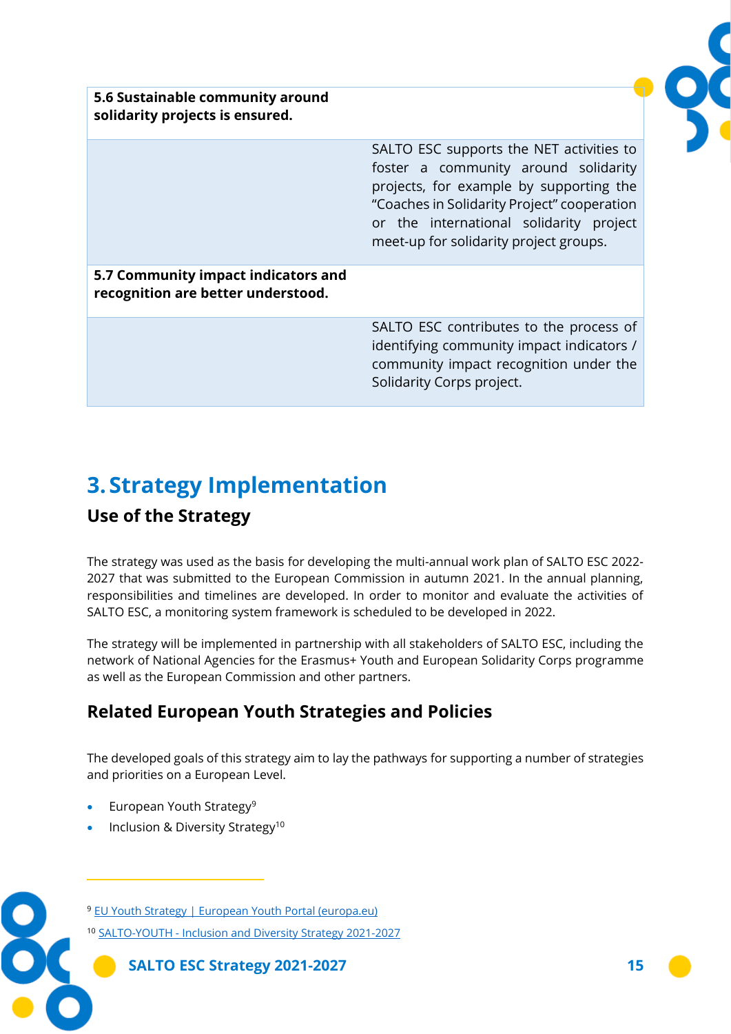| 5.6 Sustainable community around solidarity projects is ensured. | |
|---|---|
| | SALTO ESC supports the NET activities to foster a community around solidarity projects, for example by supporting the “Coaches in Solidarity Project” cooperation or the international solidarity project meet-up for solidarity project groups. |
| **5.7 Community impact indicators and recognition are better understood.** | |
| | SALTO ESC contributes to the process of identifying community impact indicators / community impact recognition under the Solidarity Corps project. |

# 3. Strategy Implementation

## Use of the Strategy

The strategy was used as the basis for developing the multi-annual work plan of SALTO ESC 2022-2027 that was submitted to the European Commission in autumn 2021. In the annual planning, responsibilities and timelines are developed. In order to monitor and evaluate the activities of SALTO ESC, a monitoring system framework is scheduled to be developed in 2022.

The strategy will be implemented in partnership with all stakeholders of SALTO ESC, including the network of National Agencies for the Erasmus+ Youth and European Solidarity Corps programme as well as the European Commission and other partners.

## Related European Youth Strategies and Policies

The developed goals of this strategy aim to lay the pathways for supporting a number of strategies and priorities on a European Level.

- European Youth Strategy[9]
- Inclusion & Diversity Strategy[10]

---

[9] EU Youth Strategy | European Youth Portal (europa.eu)

[10] SALTO-YOUTH - Inclusion and Diversity Strategy 2021-2027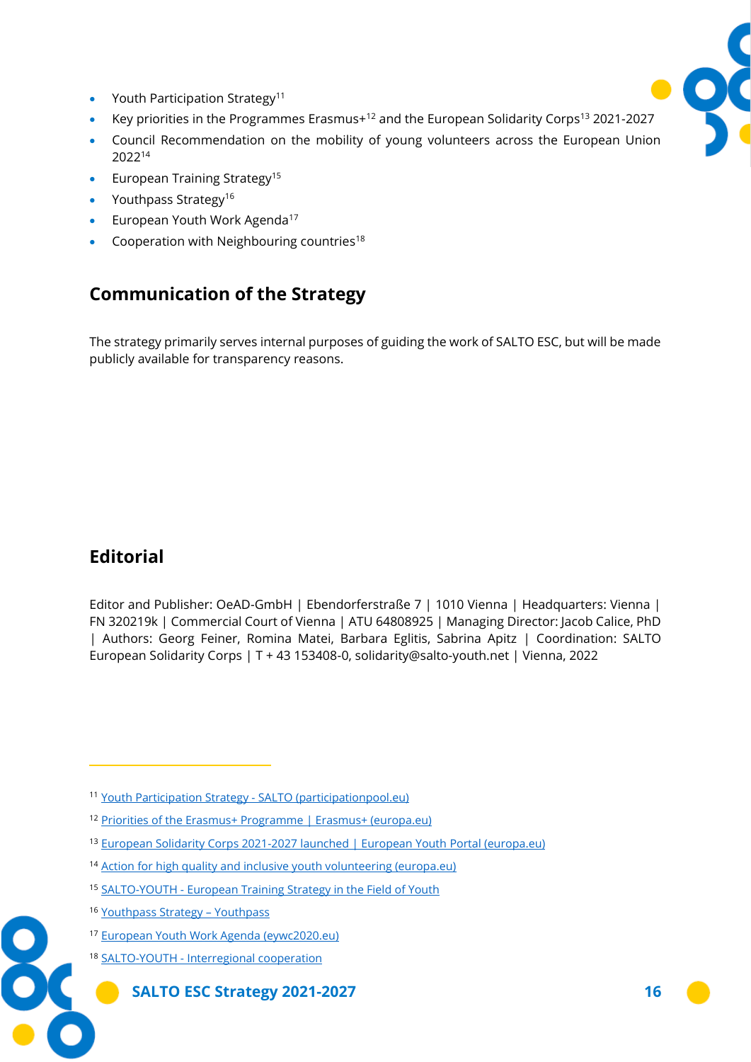- Youth Participation Strategy[11]
- Key priorities in the Programmes Erasmus+[12] and the European Solidarity Corps[13] 2021-2027
- Council Recommendation on the mobility of young volunteers across the European Union 2022[14]
- European Training Strategy[15]
- Youthpass Strategy[16]
- European Youth Work Agenda[17]
- Cooperation with Neighbouring countries[18]

## Communication of the Strategy

The strategy primarily serves internal purposes of guiding the work of SALTO ESC, but will be made publicly available for transparency reasons.

## Editorial

Editor and Publisher: OeAD-GmbH | Ebendorferstraße 7 | 1010 Vienna | Headquarters: Vienna | FN 320219k | Commercial Court of Vienna | ATU 64808925 | Managing Director: Jacob Calice, PhD | Authors: Georg Feiner, Romina Matei, Barbara Eglitis, Sabrina Apitz | Coordination: SALTO European Solidarity Corps | T + 43 153408-0, solidarity@salto-youth.net | Vienna, 2022

---

[11] Youth Participation Strategy - SALTO (participationpool.eu)

[12] Priorities of the Erasmus+ Programme | Erasmus+ (europa.eu)

[13] European Solidarity Corps 2021-2027 launched | European Youth Portal (europa.eu)

[14] Action for high quality and inclusive youth volunteering (europa.eu)

[15] SALTO-YOUTH - European Training Strategy in the Field of Youth

[16] Youthpass Strategy – Youthpass

[17] European Youth Work Agenda (eywc2020.eu)

[18] SALTO-YOUTH - Interregional cooperation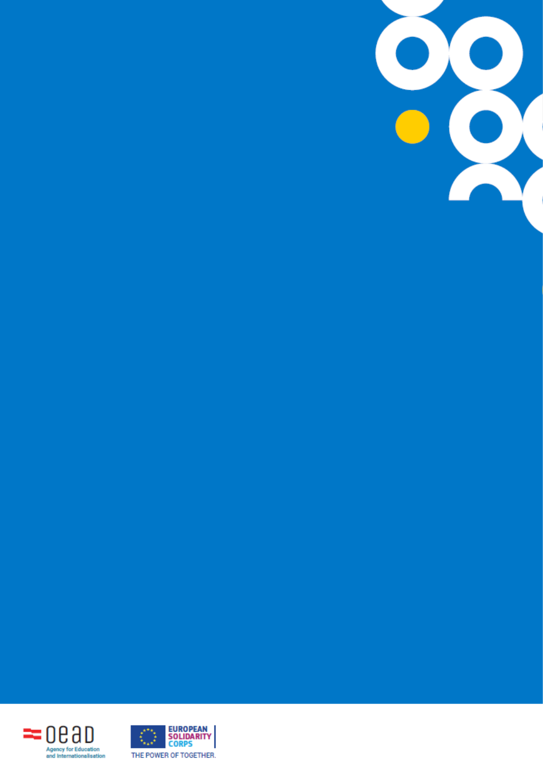Agency for Education and Internationalisation

EUROPEAN SOLIDARITY CORPS

THE POWER OF TOGETHER.